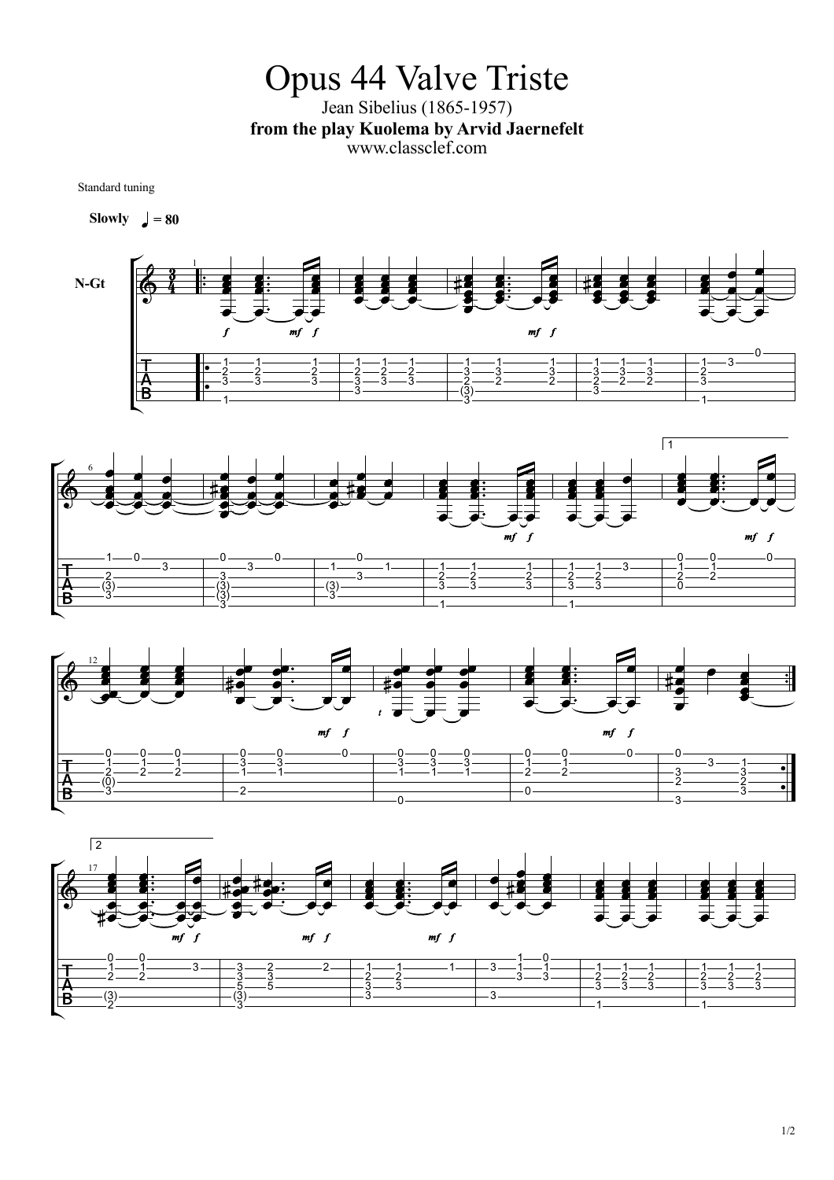# Opus 44 Valve Triste

Jean Sibelius (1865-1957)

**from the play Kuolema by Arvid Jaernefelt**

www.classclef.com

Standard tuning

**Slowly** ♩ = 80